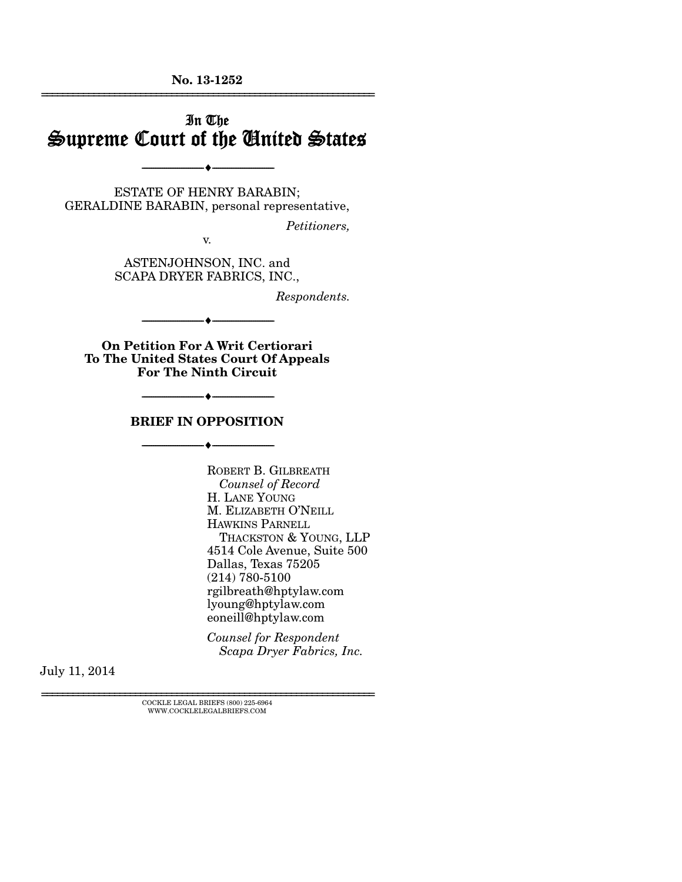No. 13-1252

# In The Supreme Court of the United States

ESTATE OF HENRY BARABIN;
GERALDINE BARABIN, personal representative,

*Petitioners,*

v.

ASTENJOHNSON, INC. and
SCAPA DRYER FABRICS, INC.,

*Respondents.*

**On Petition For A Writ Certiorari To The United States Court Of Appeals For The Ninth Circuit**

## BRIEF IN OPPOSITION

ROBERT B. GILBREATH
*Counsel of Record*
H. LANE YOUNG
M. ELIZABETH O'NEILL
HAWKINS PARNELL
THACKSTON & YOUNG, LLP
4514 Cole Avenue, Suite 500
Dallas, Texas 75205
(214) 780-5100
rgilbreath@hptylaw.com
lyoung@hptylaw.com
eoneill@hptylaw.com

*Counsel for Respondent Scapa Dryer Fabrics, Inc.*

July 11, 2014

COCKLE LEGAL BRIEFS (800) 225-6964
WWW.COCKLELEGALBRIEFS.COM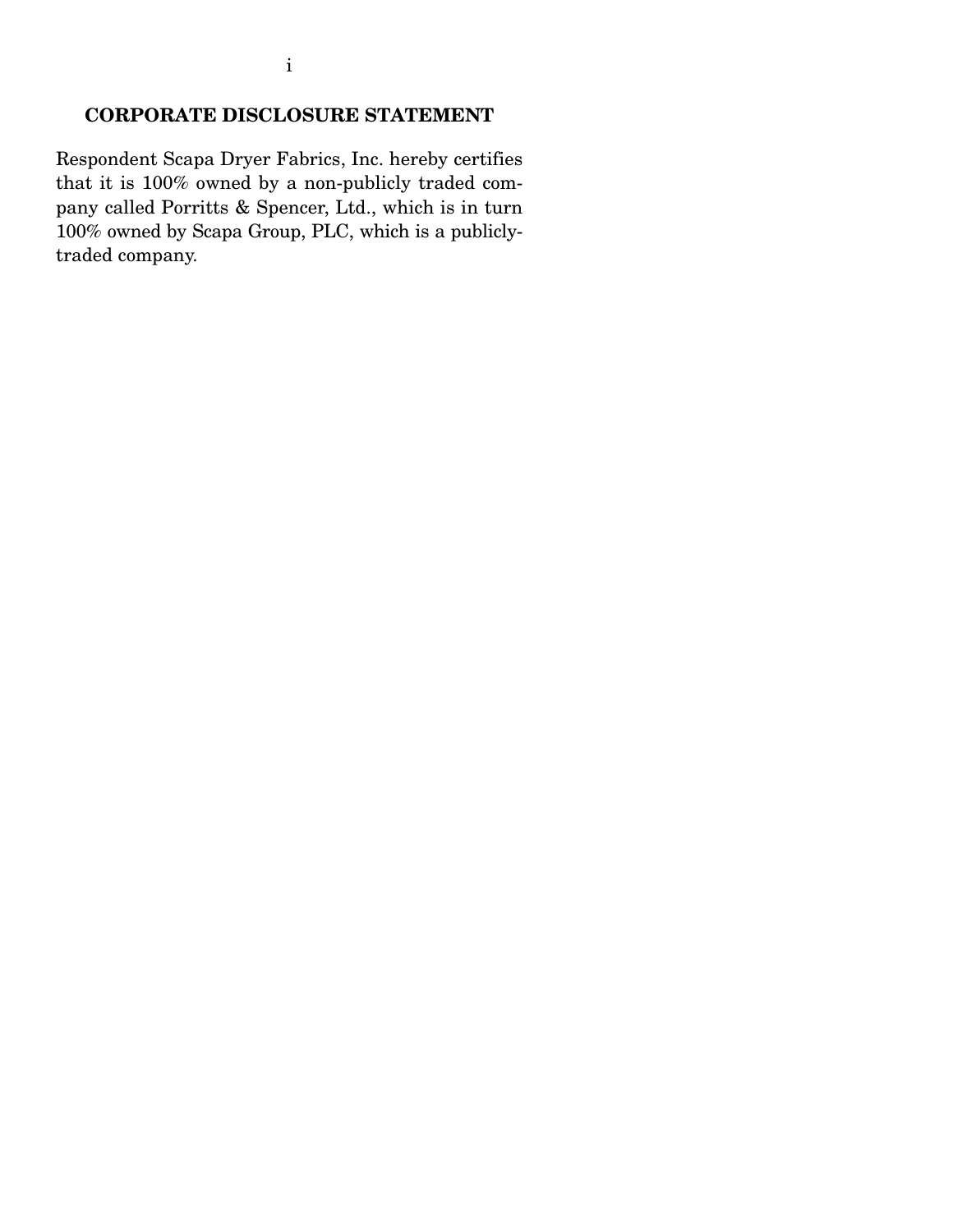## CORPORATE DISCLOSURE STATEMENT

Respondent Scapa Dryer Fabrics, Inc. hereby certifies that it is 100% owned by a non-publicly traded company called Porritts & Spencer, Ltd., which is in turn 100% owned by Scapa Group, PLC, which is a publicly-traded company.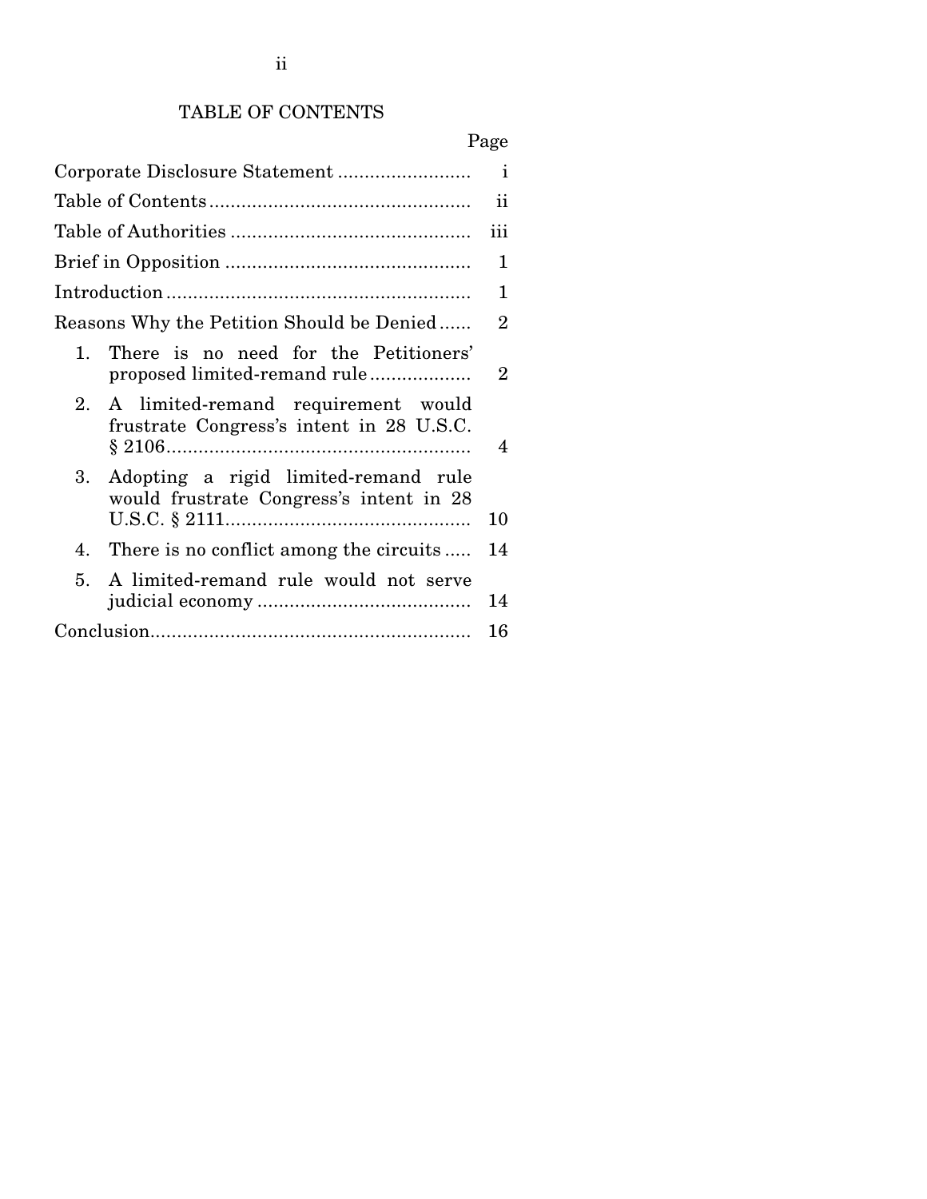# TABLE OF CONTENTS

| | Page |
|---|---|
| Corporate Disclosure Statement | i |
| Table of Contents | ii |
| Table of Authorities | iii |
| Brief in Opposition | 1 |
| Introduction | 1 |
| Reasons Why the Petition Should be Denied | 2 |
| 1. There is no need for the Petitioners' proposed limited-remand rule | 2 |
| 2. A limited-remand requirement would frustrate Congress's intent in 28 U.S.C. § 2106 | 4 |
| 3. Adopting a rigid limited-remand rule would frustrate Congress's intent in 28 U.S.C. § 2111 | 10 |
| 4. There is no conflict among the circuits | 14 |
| 5. A limited-remand rule would not serve judicial economy | 14 |
| Conclusion | 16 |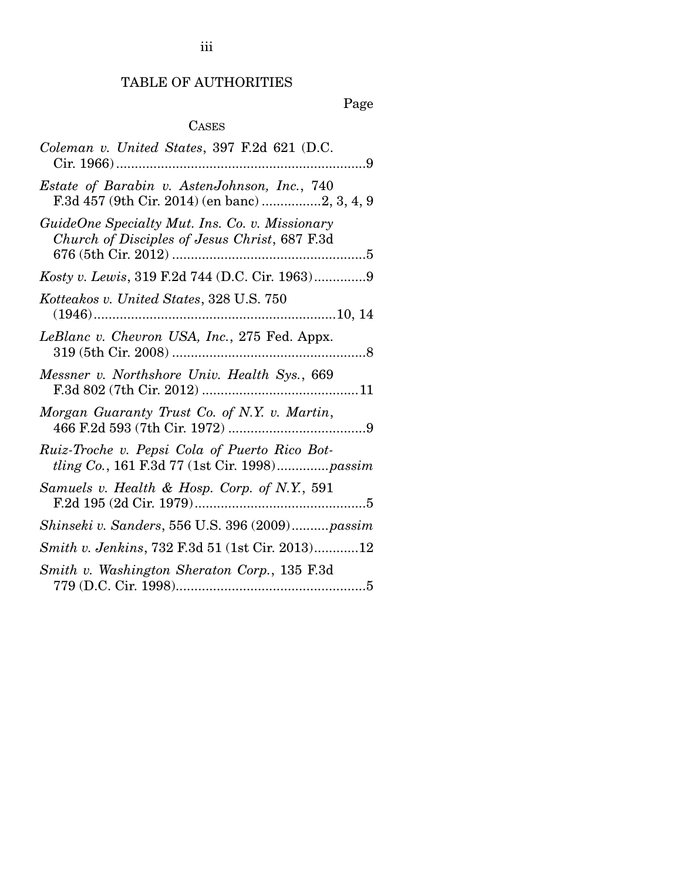# TABLE OF AUTHORITIES

Page

## CASES

*Coleman v. United States*, 397 F.2d 621 (D.C. Cir. 1966) ....................................................................9

*Estate of Barabin v. AstenJohnson, Inc.*, 740 F.3d 457 (9th Cir. 2014) (en banc) ................2, 3, 4, 9

*GuideOne Specialty Mut. Ins. Co. v. Missionary Church of Disciples of Jesus Christ*, 687 F.3d 676 (5th Cir. 2012) ....................................................5

*Kosty v. Lewis*, 319 F.2d 744 (D.C. Cir. 1963)..............9

*Kotteakos v. United States*, 328 U.S. 750 (1946)..................................................................10, 14

*LeBlanc v. Chevron USA, Inc.*, 275 Fed. Appx. 319 (5th Cir. 2008) .....................................................8

*Messner v. Northshore Univ. Health Sys.*, 669 F.3d 802 (7th Cir. 2012) ..........................................11

*Morgan Guaranty Trust Co. of N.Y. v. Martin*, 466 F.2d 593 (7th Cir. 1972) .....................................9

*Ruiz-Troche v. Pepsi Cola of Puerto Rico Bottling Co.*, 161 F.3d 77 (1st Cir. 1998)..............*passim*

*Samuels v. Health & Hosp. Corp. of N.Y.*, 591 F.2d 195 (2d Cir. 1979)..............................................5

*Shinseki v. Sanders*, 556 U.S. 396 (2009)..........*passim*

*Smith v. Jenkins*, 732 F.3d 51 (1st Cir. 2013)............12

*Smith v. Washington Sheraton Corp.*, 135 F.3d 779 (D.C. Cir. 1998)...................................................5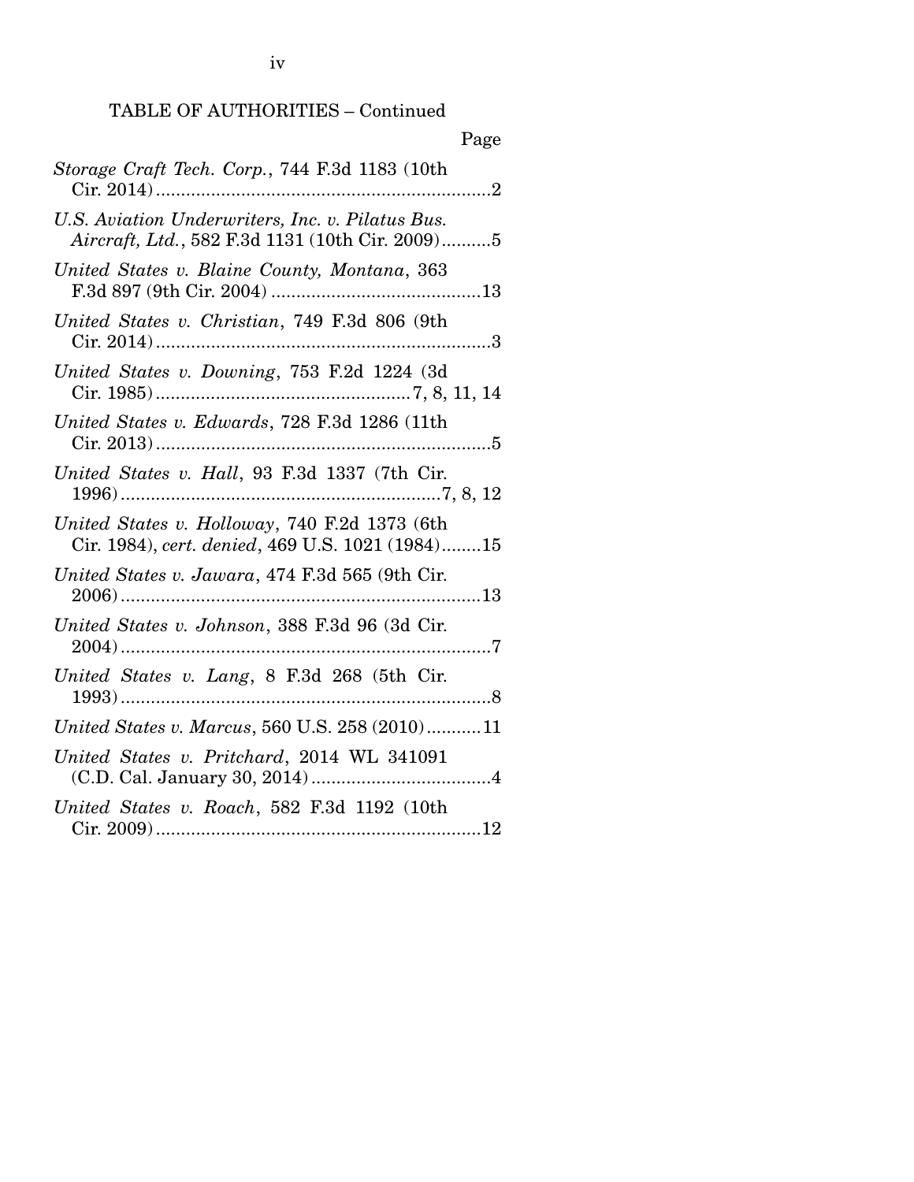TABLE OF AUTHORITIES – Continued

Page

*Storage Craft Tech. Corp.*, 744 F.3d 1183 (10th Cir. 2014)....................................................................2

*U.S. Aviation Underwriters, Inc. v. Pilatus Bus. Aircraft, Ltd.*, 582 F.3d 1131 (10th Cir. 2009)..........5

*United States v. Blaine County, Montana*, 363 F.3d 897 (9th Cir. 2004) ..........................................13

*United States v. Christian*, 749 F.3d 806 (9th Cir. 2014)....................................................................3

*United States v. Downing*, 753 F.2d 1224 (3d Cir. 1985)....................................................7, 8, 11, 14

*United States v. Edwards*, 728 F.3d 1286 (11th Cir. 2013)....................................................................5

*United States v. Hall*, 93 F.3d 1337 (7th Cir. 1996)................................................................7, 8, 12

*United States v. Holloway*, 740 F.2d 1373 (6th Cir. 1984), *cert. denied*, 469 U.S. 1021 (1984)........15

*United States v. Jawara*, 474 F.3d 565 (9th Cir. 2006).........................................................................13

*United States v. Johnson*, 388 F.3d 96 (3d Cir. 2004)...........................................................................7

*United States v. Lang*, 8 F.3d 268 (5th Cir. 1993)...........................................................................8

*United States v. Marcus*, 560 U.S. 258 (2010)...........11

*United States v. Pritchard*, 2014 WL 341091 (C.D. Cal. January 30, 2014)....................................4

*United States v. Roach*, 582 F.3d 1192 (10th Cir. 2009).................................................................12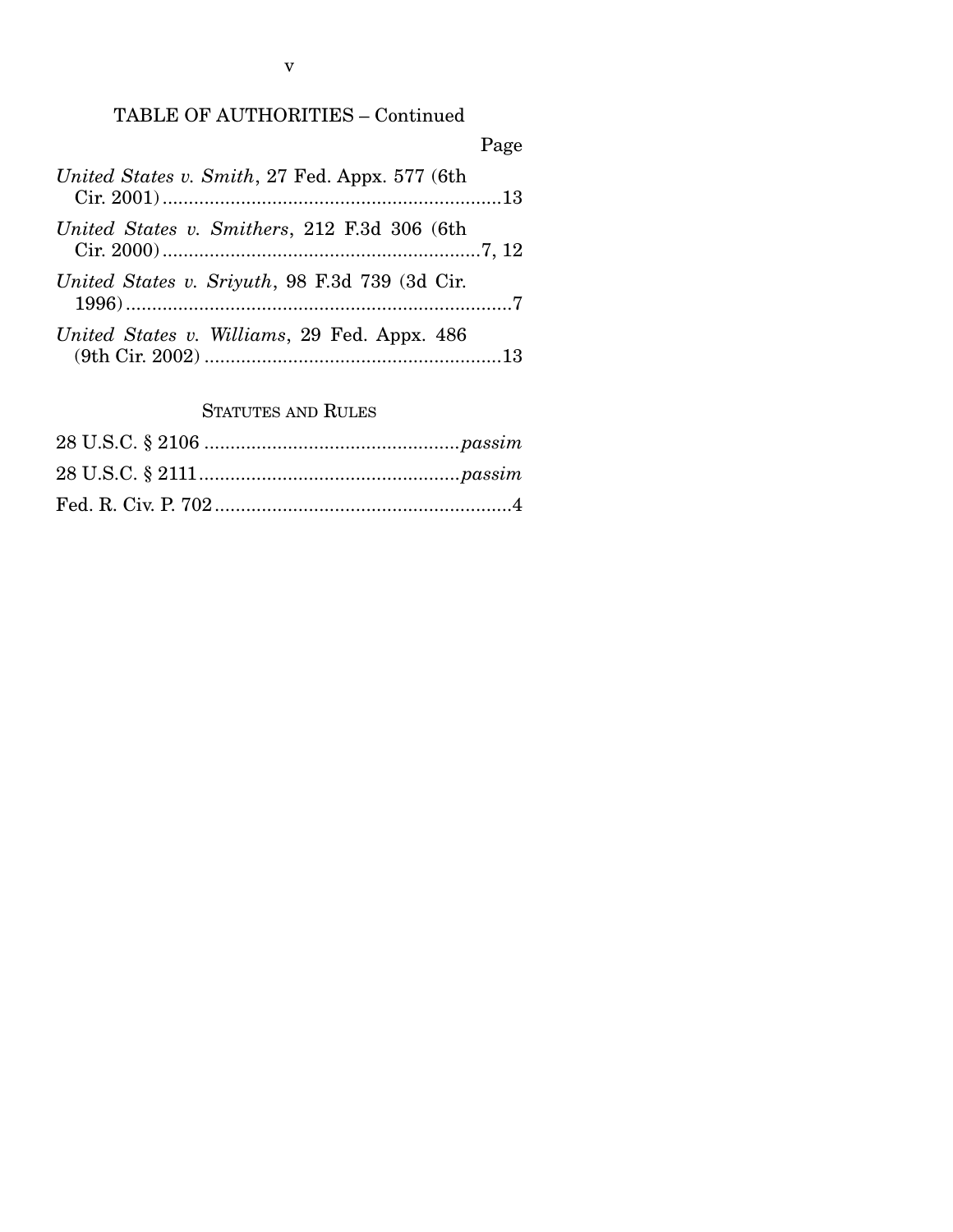## TABLE OF AUTHORITIES – Continued

| | Page |
|---|---|
| *United States v. Smith*, 27 Fed. Appx. 577 (6th Cir. 2001) | 13 |
| *United States v. Smithers*, 212 F.3d 306 (6th Cir. 2000) | 7, 12 |
| *United States v. Sriyuth*, 98 F.3d 739 (3d Cir. 1996) | 7 |
| *United States v. Williams*, 29 Fed. Appx. 486 (9th Cir. 2002) | 13 |

### STATUTES AND RULES

| | |
|---|---|
| 28 U.S.C. § 2106 | *passim* |
| 28 U.S.C. § 2111 | *passim* |
| Fed. R. Civ. P. 702 | 4 |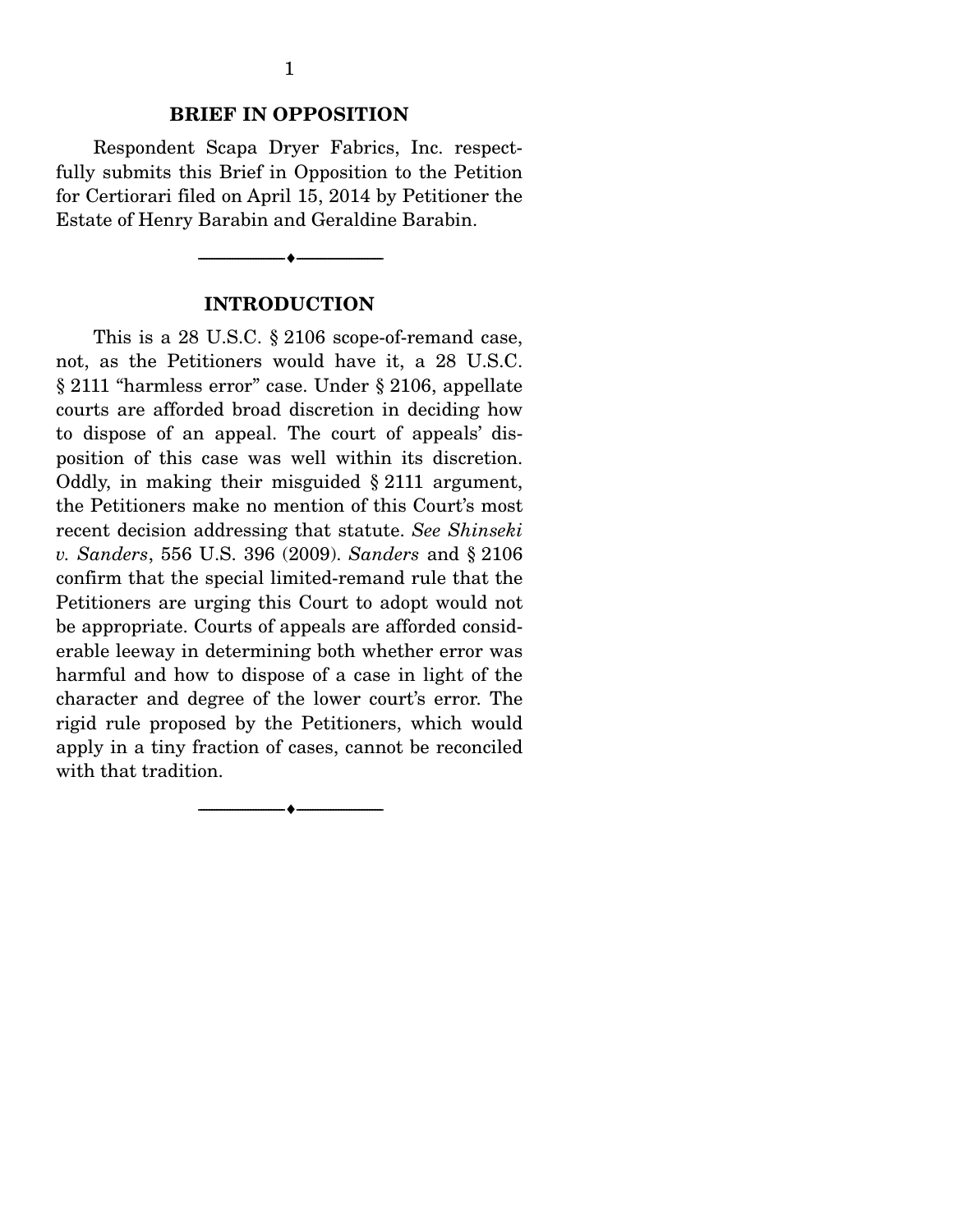## BRIEF IN OPPOSITION

Respondent Scapa Dryer Fabrics, Inc. respectfully submits this Brief in Opposition to the Petition for Certiorari filed on April 15, 2014 by Petitioner the Estate of Henry Barabin and Geraldine Barabin.

---

## INTRODUCTION

This is a 28 U.S.C. § 2106 scope-of-remand case, not, as the Petitioners would have it, a 28 U.S.C. § 2111 "harmless error" case. Under § 2106, appellate courts are afforded broad discretion in deciding how to dispose of an appeal. The court of appeals' disposition of this case was well within its discretion. Oddly, in making their misguided § 2111 argument, the Petitioners make no mention of this Court's most recent decision addressing that statute. *See Shinseki v. Sanders*, 556 U.S. 396 (2009). *Sanders* and § 2106 confirm that the special limited-remand rule that the Petitioners are urging this Court to adopt would not be appropriate. Courts of appeals are afforded considerable leeway in determining both whether error was harmful and how to dispose of a case in light of the character and degree of the lower court's error. The rigid rule proposed by the Petitioners, which would apply in a tiny fraction of cases, cannot be reconciled with that tradition.

---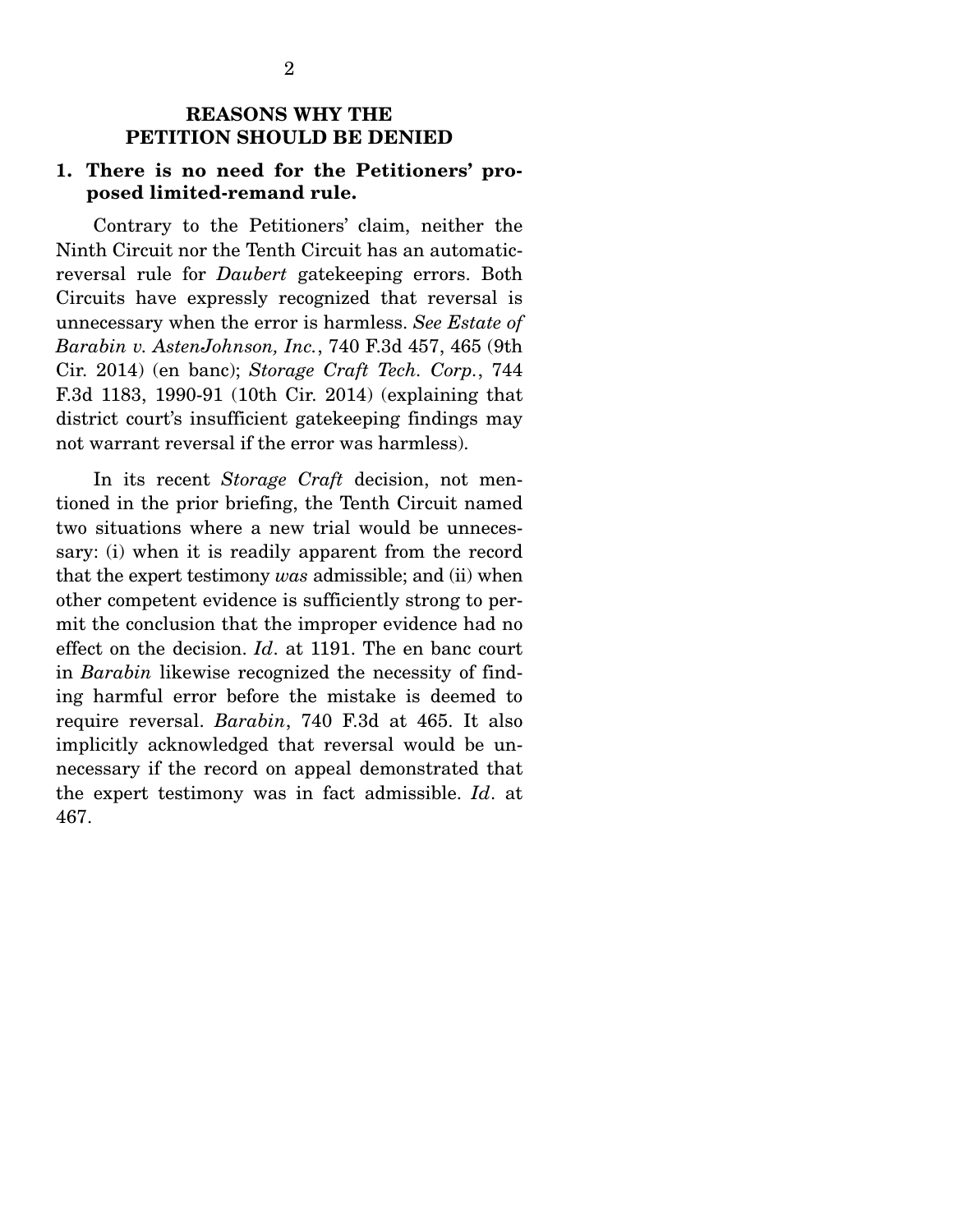## REASONS WHY THE PETITION SHOULD BE DENIED

### 1. There is no need for the Petitioners' proposed limited-remand rule.

Contrary to the Petitioners' claim, neither the Ninth Circuit nor the Tenth Circuit has an automatic-reversal rule for *Daubert* gatekeeping errors. Both Circuits have expressly recognized that reversal is unnecessary when the error is harmless. *See Estate of Barabin v. AstenJohnson, Inc.*, 740 F.3d 457, 465 (9th Cir. 2014) (en banc); *Storage Craft Tech. Corp.*, 744 F.3d 1183, 1990-91 (10th Cir. 2014) (explaining that district court's insufficient gatekeeping findings may not warrant reversal if the error was harmless).

In its recent *Storage Craft* decision, not mentioned in the prior briefing, the Tenth Circuit named two situations where a new trial would be unnecessary: (i) when it is readily apparent from the record that the expert testimony *was* admissible; and (ii) when other competent evidence is sufficiently strong to permit the conclusion that the improper evidence had no effect on the decision. *Id*. at 1191. The en banc court in *Barabin* likewise recognized the necessity of finding harmful error before the mistake is deemed to require reversal. *Barabin*, 740 F.3d at 465. It also implicitly acknowledged that reversal would be unnecessary if the record on appeal demonstrated that the expert testimony was in fact admissible. *Id*. at 467.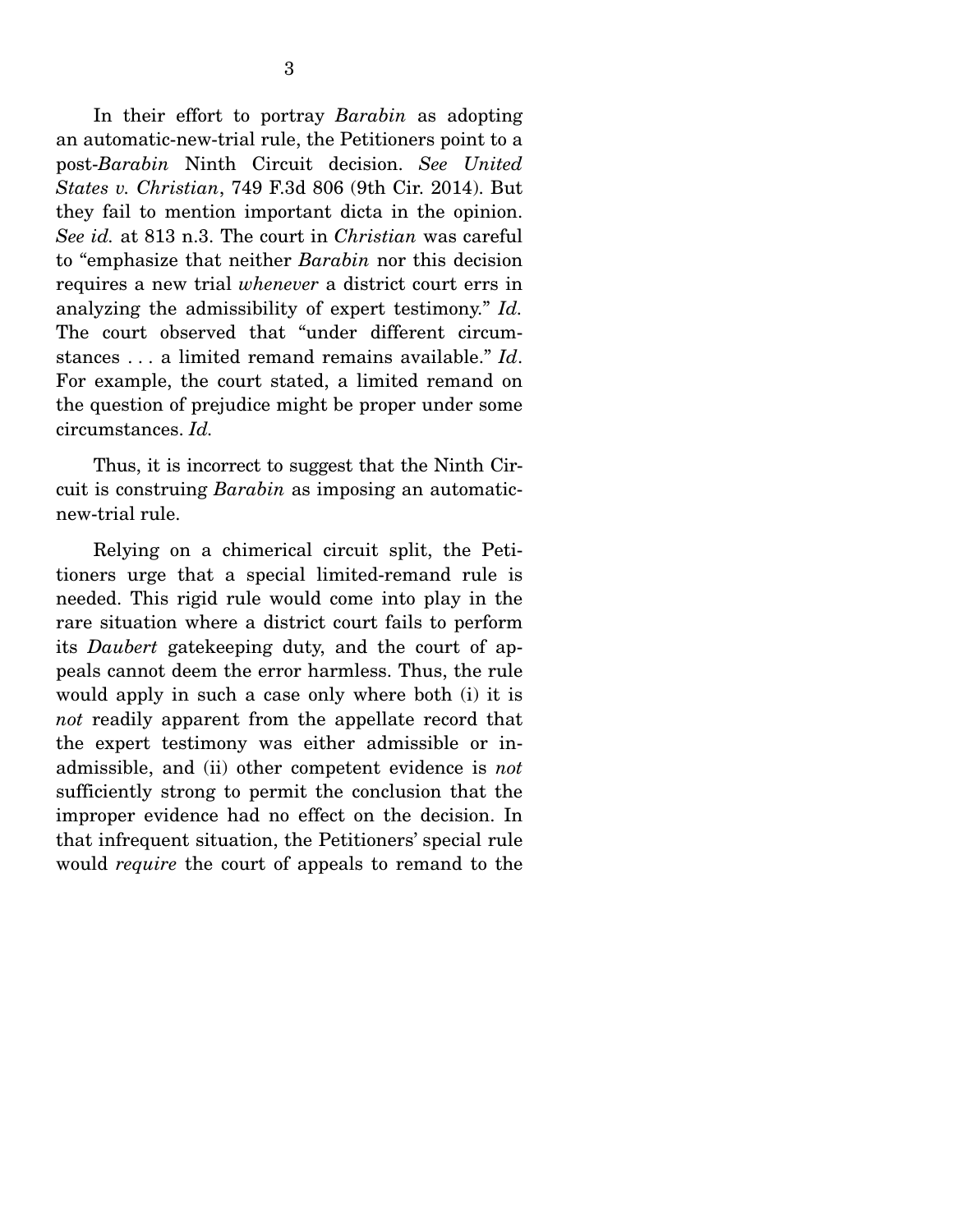In their effort to portray *Barabin* as adopting an automatic-new-trial rule, the Petitioners point to a post-*Barabin* Ninth Circuit decision. *See United States v. Christian*, 749 F.3d 806 (9th Cir. 2014). But they fail to mention important dicta in the opinion. *See id.* at 813 n.3. The court in *Christian* was careful to "emphasize that neither *Barabin* nor this decision requires a new trial *whenever* a district court errs in analyzing the admissibility of expert testimony." *Id.* The court observed that "under different circumstances . . . a limited remand remains available." *Id*. For example, the court stated, a limited remand on the question of prejudice might be proper under some circumstances. *Id.*

Thus, it is incorrect to suggest that the Ninth Circuit is construing *Barabin* as imposing an automatic-new-trial rule.

Relying on a chimerical circuit split, the Petitioners urge that a special limited-remand rule is needed. This rigid rule would come into play in the rare situation where a district court fails to perform its *Daubert* gatekeeping duty, and the court of appeals cannot deem the error harmless. Thus, the rule would apply in such a case only where both (i) it is *not* readily apparent from the appellate record that the expert testimony was either admissible or inadmissible, and (ii) other competent evidence is *not* sufficiently strong to permit the conclusion that the improper evidence had no effect on the decision. In that infrequent situation, the Petitioners' special rule would *require* the court of appeals to remand to the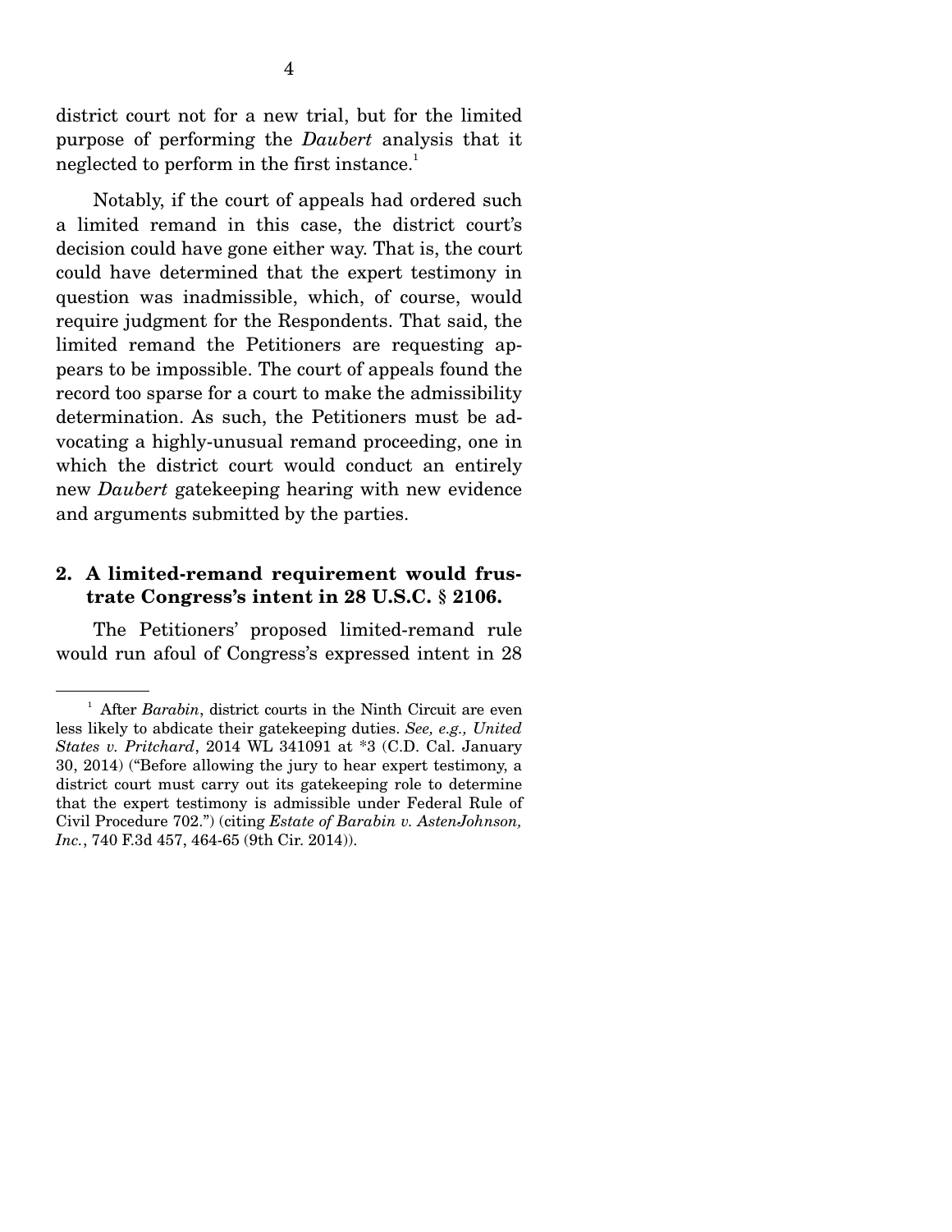district court not for a new trial, but for the limited purpose of performing the *Daubert* analysis that it neglected to perform in the first instance.[1]

Notably, if the court of appeals had ordered such a limited remand in this case, the district court's decision could have gone either way. That is, the court could have determined that the expert testimony in question was inadmissible, which, of course, would require judgment for the Respondents. That said, the limited remand the Petitioners are requesting appears to be impossible. The court of appeals found the record too sparse for a court to make the admissibility determination. As such, the Petitioners must be advocating a highly-unusual remand proceeding, one in which the district court would conduct an entirely new *Daubert* gatekeeping hearing with new evidence and arguments submitted by the parties.

### 2. A limited-remand requirement would frustrate Congress's intent in 28 U.S.C. § 2106.

The Petitioners' proposed limited-remand rule would run afoul of Congress's expressed intent in 28

---

[1] After *Barabin*, district courts in the Ninth Circuit are even less likely to abdicate their gatekeeping duties. *See, e.g., United States v. Pritchard*, 2014 WL 341091 at *3 (C.D. Cal. January 30, 2014) ("Before allowing the jury to hear expert testimony, a district court must carry out its gatekeeping role to determine that the expert testimony is admissible under Federal Rule of Civil Procedure 702.") (citing *Estate of Barabin v. AstenJohnson, Inc.*, 740 F.3d 457, 464-65 (9th Cir. 2014)).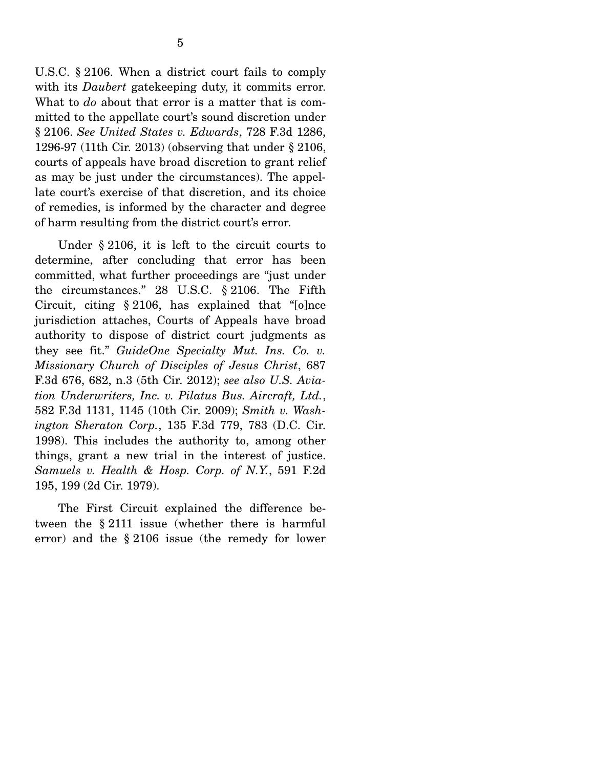U.S.C. § 2106. When a district court fails to comply with its *Daubert* gatekeeping duty, it commits error. What to *do* about that error is a matter that is committed to the appellate court's sound discretion under § 2106. *See United States v. Edwards*, 728 F.3d 1286, 1296-97 (11th Cir. 2013) (observing that under § 2106, courts of appeals have broad discretion to grant relief as may be just under the circumstances). The appellate court's exercise of that discretion, and its choice of remedies, is informed by the character and degree of harm resulting from the district court's error.

Under § 2106, it is left to the circuit courts to determine, after concluding that error has been committed, what further proceedings are "just under the circumstances." 28 U.S.C. § 2106. The Fifth Circuit, citing § 2106, has explained that "[o]nce jurisdiction attaches, Courts of Appeals have broad authority to dispose of district court judgments as they see fit." *GuideOne Specialty Mut. Ins. Co. v. Missionary Church of Disciples of Jesus Christ*, 687 F.3d 676, 682, n.3 (5th Cir. 2012); *see also U.S. Aviation Underwriters, Inc. v. Pilatus Bus. Aircraft, Ltd.*, 582 F.3d 1131, 1145 (10th Cir. 2009); *Smith v. Washington Sheraton Corp.*, 135 F.3d 779, 783 (D.C. Cir. 1998). This includes the authority to, among other things, grant a new trial in the interest of justice. *Samuels v. Health & Hosp. Corp. of N.Y.*, 591 F.2d 195, 199 (2d Cir. 1979).

The First Circuit explained the difference between the § 2111 issue (whether there is harmful error) and the § 2106 issue (the remedy for lower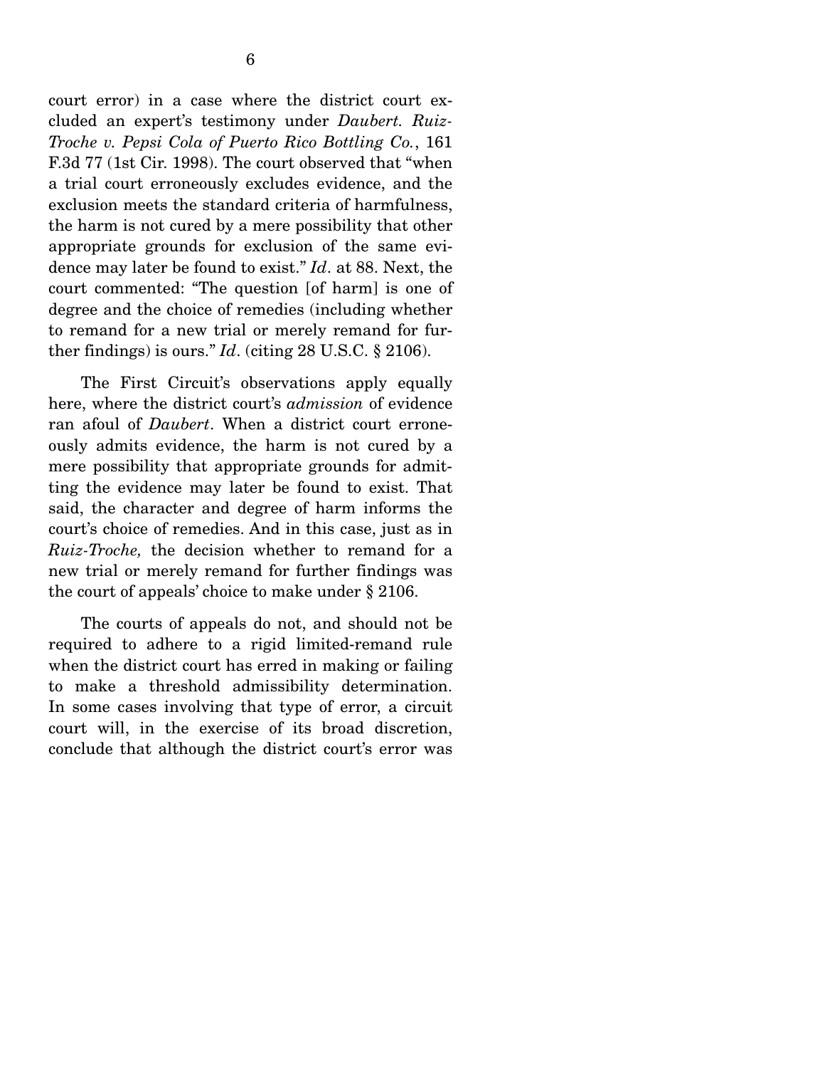court error) in a case where the district court excluded an expert's testimony under *Daubert*. *Ruiz-Troche v. Pepsi Cola of Puerto Rico Bottling Co.*, 161 F.3d 77 (1st Cir. 1998). The court observed that "when a trial court erroneously excludes evidence, and the exclusion meets the standard criteria of harmfulness, the harm is not cured by a mere possibility that other appropriate grounds for exclusion of the same evidence may later be found to exist." *Id*. at 88. Next, the court commented: "The question [of harm] is one of degree and the choice of remedies (including whether to remand for a new trial or merely remand for further findings) is ours." *Id*. (citing 28 U.S.C. § 2106).

The First Circuit's observations apply equally here, where the district court's *admission* of evidence ran afoul of *Daubert*. When a district court erroneously admits evidence, the harm is not cured by a mere possibility that appropriate grounds for admitting the evidence may later be found to exist. That said, the character and degree of harm informs the court's choice of remedies. And in this case, just as in *Ruiz-Troche,* the decision whether to remand for a new trial or merely remand for further findings was the court of appeals' choice to make under § 2106.

The courts of appeals do not, and should not be required to adhere to a rigid limited-remand rule when the district court has erred in making or failing to make a threshold admissibility determination. In some cases involving that type of error, a circuit court will, in the exercise of its broad discretion, conclude that although the district court's error was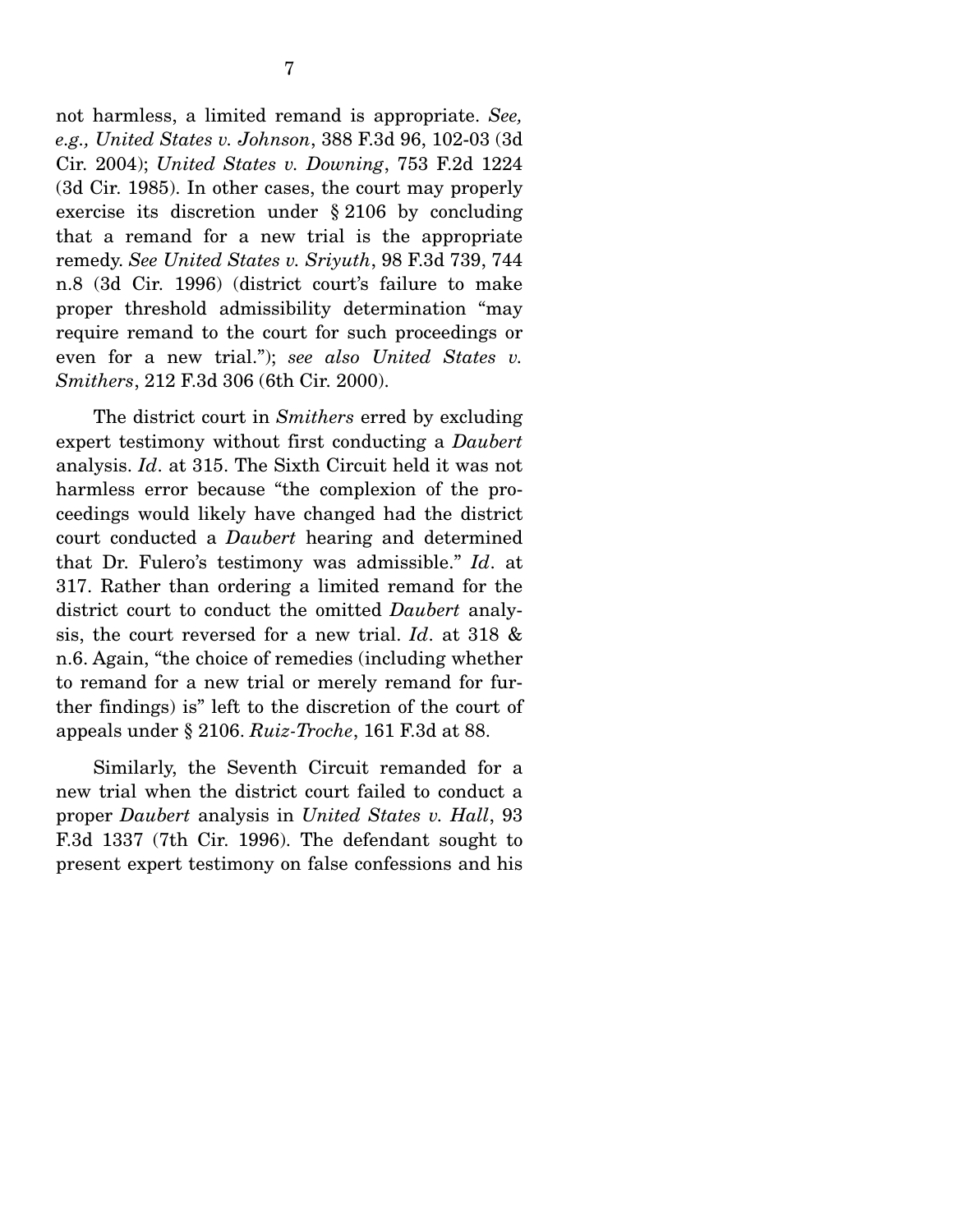not harmless, a limited remand is appropriate. *See, e.g., United States v. Johnson*, 388 F.3d 96, 102-03 (3d Cir. 2004); *United States v. Downing*, 753 F.2d 1224 (3d Cir. 1985). In other cases, the court may properly exercise its discretion under § 2106 by concluding that a remand for a new trial is the appropriate remedy. *See United States v. Sriyuth*, 98 F.3d 739, 744 n.8 (3d Cir. 1996) (district court's failure to make proper threshold admissibility determination "may require remand to the court for such proceedings or even for a new trial."); *see also United States v. Smithers*, 212 F.3d 306 (6th Cir. 2000).

The district court in *Smithers* erred by excluding expert testimony without first conducting a *Daubert* analysis. *Id*. at 315. The Sixth Circuit held it was not harmless error because "the complexion of the proceedings would likely have changed had the district court conducted a *Daubert* hearing and determined that Dr. Fulero's testimony was admissible." *Id*. at 317. Rather than ordering a limited remand for the district court to conduct the omitted *Daubert* analysis, the court reversed for a new trial. *Id*. at 318 & n.6. Again, "the choice of remedies (including whether to remand for a new trial or merely remand for further findings) is" left to the discretion of the court of appeals under § 2106. *Ruiz-Troche*, 161 F.3d at 88.

Similarly, the Seventh Circuit remanded for a new trial when the district court failed to conduct a proper *Daubert* analysis in *United States v. Hall*, 93 F.3d 1337 (7th Cir. 1996). The defendant sought to present expert testimony on false confessions and his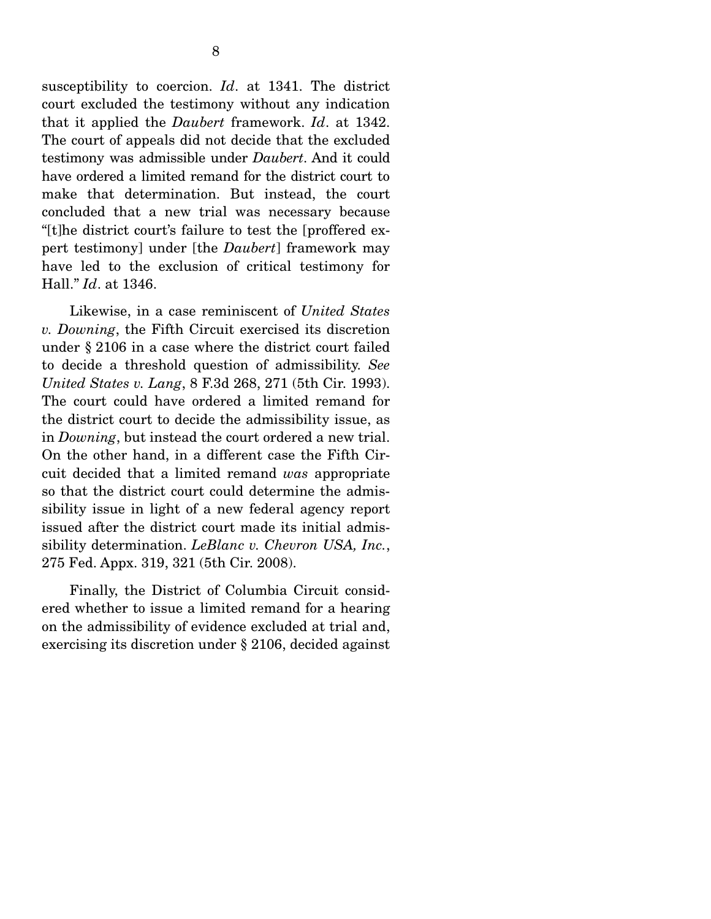susceptibility to coercion. *Id*. at 1341. The district court excluded the testimony without any indication that it applied the *Daubert* framework. *Id*. at 1342. The court of appeals did not decide that the excluded testimony was admissible under *Daubert*. And it could have ordered a limited remand for the district court to make that determination. But instead, the court concluded that a new trial was necessary because "[t]he district court's failure to test the [proffered expert testimony] under [the *Daubert*] framework may have led to the exclusion of critical testimony for Hall." *Id*. at 1346.

Likewise, in a case reminiscent of *United States v. Downing*, the Fifth Circuit exercised its discretion under § 2106 in a case where the district court failed to decide a threshold question of admissibility. *See United States v. Lang*, 8 F.3d 268, 271 (5th Cir. 1993). The court could have ordered a limited remand for the district court to decide the admissibility issue, as in *Downing*, but instead the court ordered a new trial. On the other hand, in a different case the Fifth Circuit decided that a limited remand *was* appropriate so that the district court could determine the admissibility issue in light of a new federal agency report issued after the district court made its initial admissibility determination. *LeBlanc v. Chevron USA, Inc.*, 275 Fed. Appx. 319, 321 (5th Cir. 2008).

Finally, the District of Columbia Circuit considered whether to issue a limited remand for a hearing on the admissibility of evidence excluded at trial and, exercising its discretion under § 2106, decided against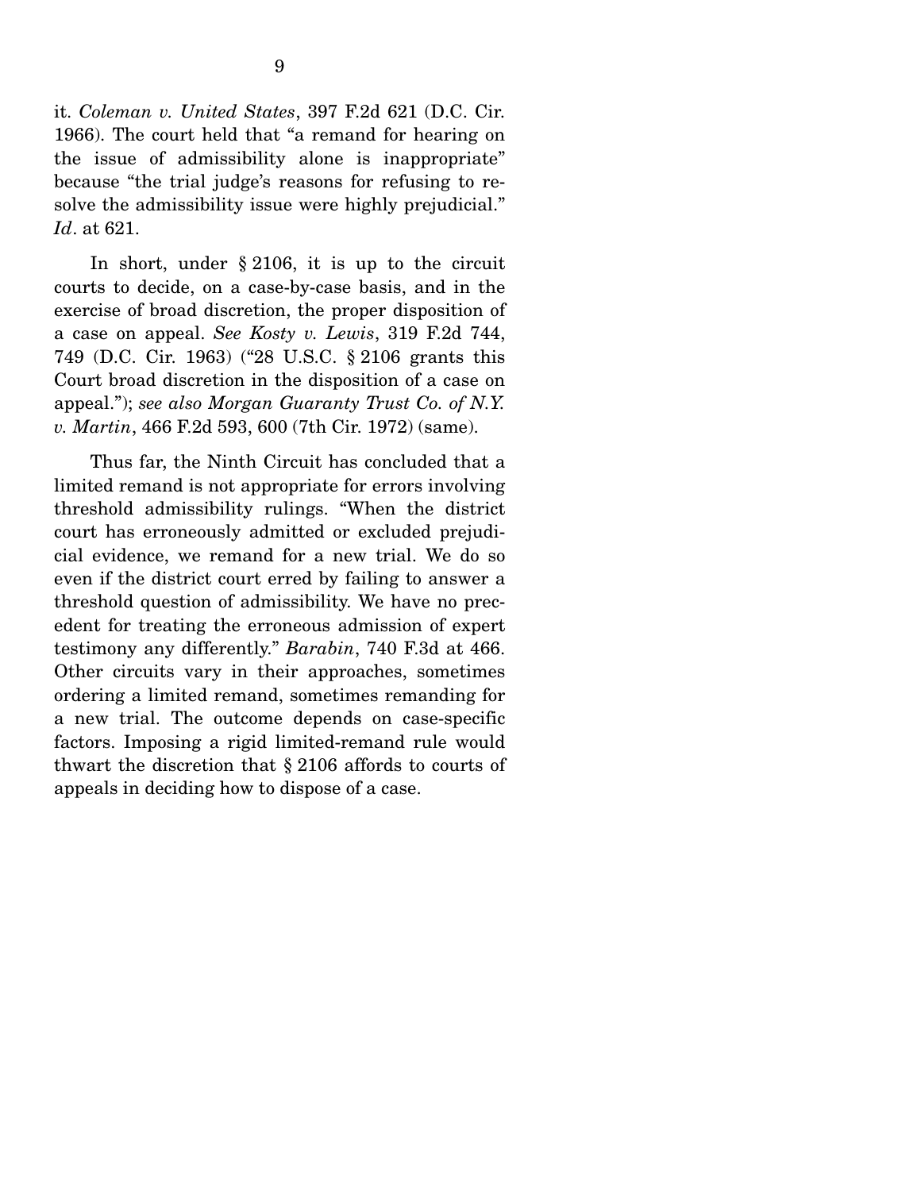it. *Coleman v. United States*, 397 F.2d 621 (D.C. Cir. 1966). The court held that "a remand for hearing on the issue of admissibility alone is inappropriate" because "the trial judge's reasons for refusing to resolve the admissibility issue were highly prejudicial." *Id*. at 621.

In short, under § 2106, it is up to the circuit courts to decide, on a case-by-case basis, and in the exercise of broad discretion, the proper disposition of a case on appeal. *See Kosty v. Lewis*, 319 F.2d 744, 749 (D.C. Cir. 1963) ("28 U.S.C. § 2106 grants this Court broad discretion in the disposition of a case on appeal."); *see also Morgan Guaranty Trust Co. of N.Y. v. Martin*, 466 F.2d 593, 600 (7th Cir. 1972) (same).

Thus far, the Ninth Circuit has concluded that a limited remand is not appropriate for errors involving threshold admissibility rulings. "When the district court has erroneously admitted or excluded prejudicial evidence, we remand for a new trial. We do so even if the district court erred by failing to answer a threshold question of admissibility. We have no precedent for treating the erroneous admission of expert testimony any differently." *Barabin*, 740 F.3d at 466. Other circuits vary in their approaches, sometimes ordering a limited remand, sometimes remanding for a new trial. The outcome depends on case-specific factors. Imposing a rigid limited-remand rule would thwart the discretion that § 2106 affords to courts of appeals in deciding how to dispose of a case.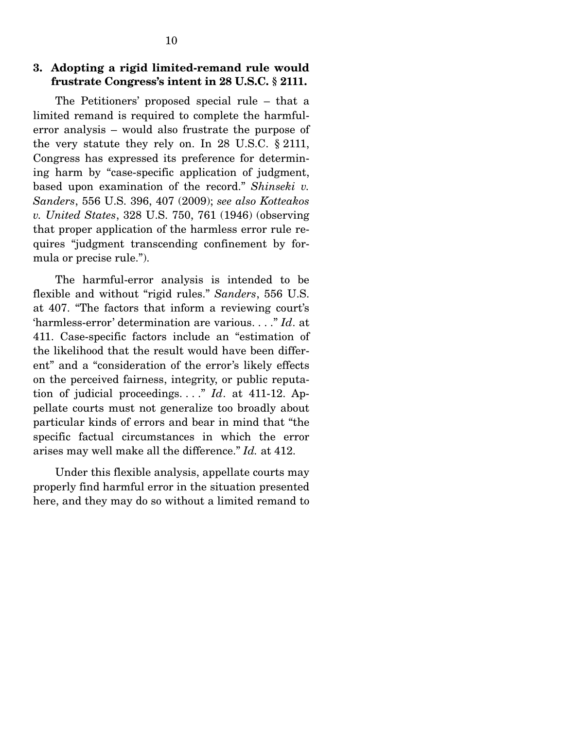### 3. Adopting a rigid limited-remand rule would frustrate Congress's intent in 28 U.S.C. § 2111.

The Petitioners' proposed special rule – that a limited remand is required to complete the harmful-error analysis – would also frustrate the purpose of the very statute they rely on. In 28 U.S.C. § 2111, Congress has expressed its preference for determining harm by "case-specific application of judgment, based upon examination of the record." *Shinseki v. Sanders*, 556 U.S. 396, 407 (2009); *see also Kotteakos v. United States*, 328 U.S. 750, 761 (1946) (observing that proper application of the harmless error rule requires "judgment transcending confinement by formula or precise rule.").

The harmful-error analysis is intended to be flexible and without "rigid rules." *Sanders*, 556 U.S. at 407. "The factors that inform a reviewing court's 'harmless-error' determination are various. . . ." *Id*. at 411. Case-specific factors include an "estimation of the likelihood that the result would have been different" and a "consideration of the error's likely effects on the perceived fairness, integrity, or public reputation of judicial proceedings. . . ." *Id*. at 411-12. Appellate courts must not generalize too broadly about particular kinds of errors and bear in mind that "the specific factual circumstances in which the error arises may well make all the difference." *Id.* at 412.

Under this flexible analysis, appellate courts may properly find harmful error in the situation presented here, and they may do so without a limited remand to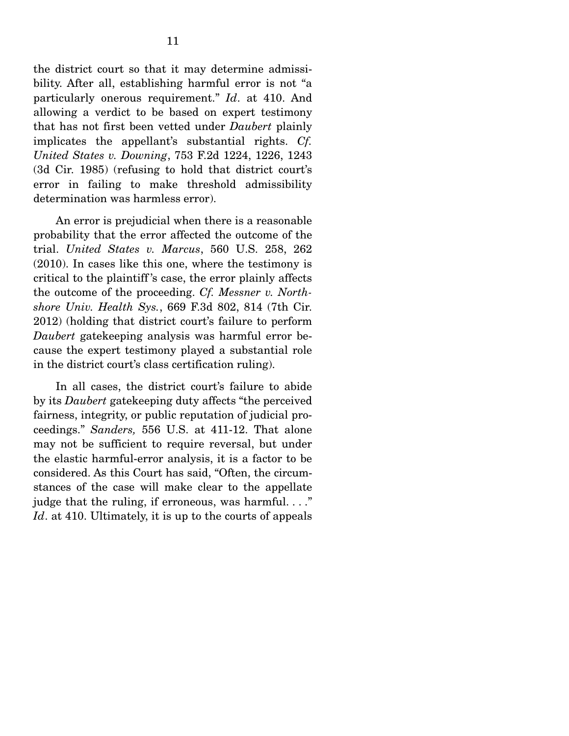the district court so that it may determine admissibility. After all, establishing harmful error is not "a particularly onerous requirement." *Id*. at 410. And allowing a verdict to be based on expert testimony that has not first been vetted under *Daubert* plainly implicates the appellant's substantial rights. *Cf. United States v. Downing*, 753 F.2d 1224, 1226, 1243 (3d Cir. 1985) (refusing to hold that district court's error in failing to make threshold admissibility determination was harmless error).

An error is prejudicial when there is a reasonable probability that the error affected the outcome of the trial. *United States v. Marcus*, 560 U.S. 258, 262 (2010). In cases like this one, where the testimony is critical to the plaintiff's case, the error plainly affects the outcome of the proceeding. *Cf. Messner v. Northshore Univ. Health Sys.*, 669 F.3d 802, 814 (7th Cir. 2012) (holding that district court's failure to perform *Daubert* gatekeeping analysis was harmful error because the expert testimony played a substantial role in the district court's class certification ruling).

In all cases, the district court's failure to abide by its *Daubert* gatekeeping duty affects "the perceived fairness, integrity, or public reputation of judicial proceedings." *Sanders,* 556 U.S. at 411-12. That alone may not be sufficient to require reversal, but under the elastic harmful-error analysis, it is a factor to be considered. As this Court has said, "Often, the circumstances of the case will make clear to the appellate judge that the ruling, if erroneous, was harmful. . . ." *Id*. at 410. Ultimately, it is up to the courts of appeals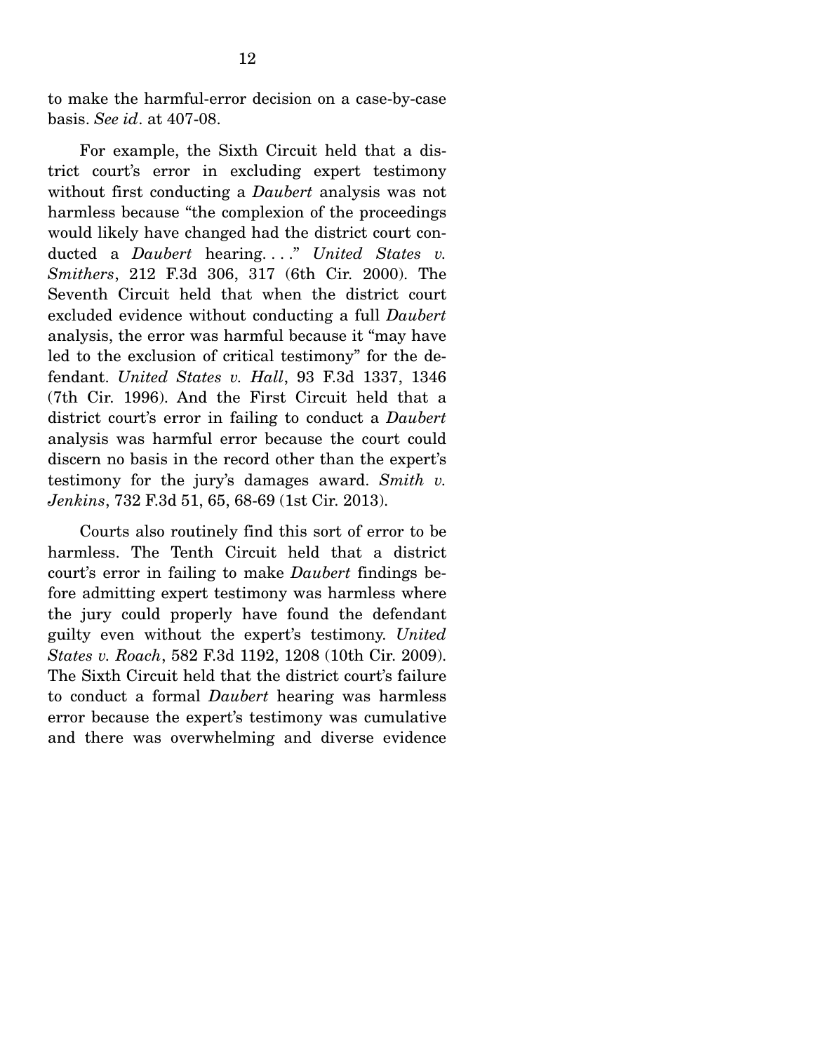to make the harmful-error decision on a case-by-case basis. *See id*. at 407-08.

For example, the Sixth Circuit held that a district court's error in excluding expert testimony without first conducting a *Daubert* analysis was not harmless because "the complexion of the proceedings would likely have changed had the district court conducted a *Daubert* hearing. . . ." *United States v. Smithers*, 212 F.3d 306, 317 (6th Cir. 2000). The Seventh Circuit held that when the district court excluded evidence without conducting a full *Daubert* analysis, the error was harmful because it "may have led to the exclusion of critical testimony" for the defendant. *United States v. Hall*, 93 F.3d 1337, 1346 (7th Cir. 1996). And the First Circuit held that a district court's error in failing to conduct a *Daubert* analysis was harmful error because the court could discern no basis in the record other than the expert's testimony for the jury's damages award. *Smith v. Jenkins*, 732 F.3d 51, 65, 68-69 (1st Cir. 2013).

Courts also routinely find this sort of error to be harmless. The Tenth Circuit held that a district court's error in failing to make *Daubert* findings before admitting expert testimony was harmless where the jury could properly have found the defendant guilty even without the expert's testimony. *United States v. Roach*, 582 F.3d 1192, 1208 (10th Cir. 2009). The Sixth Circuit held that the district court's failure to conduct a formal *Daubert* hearing was harmless error because the expert's testimony was cumulative and there was overwhelming and diverse evidence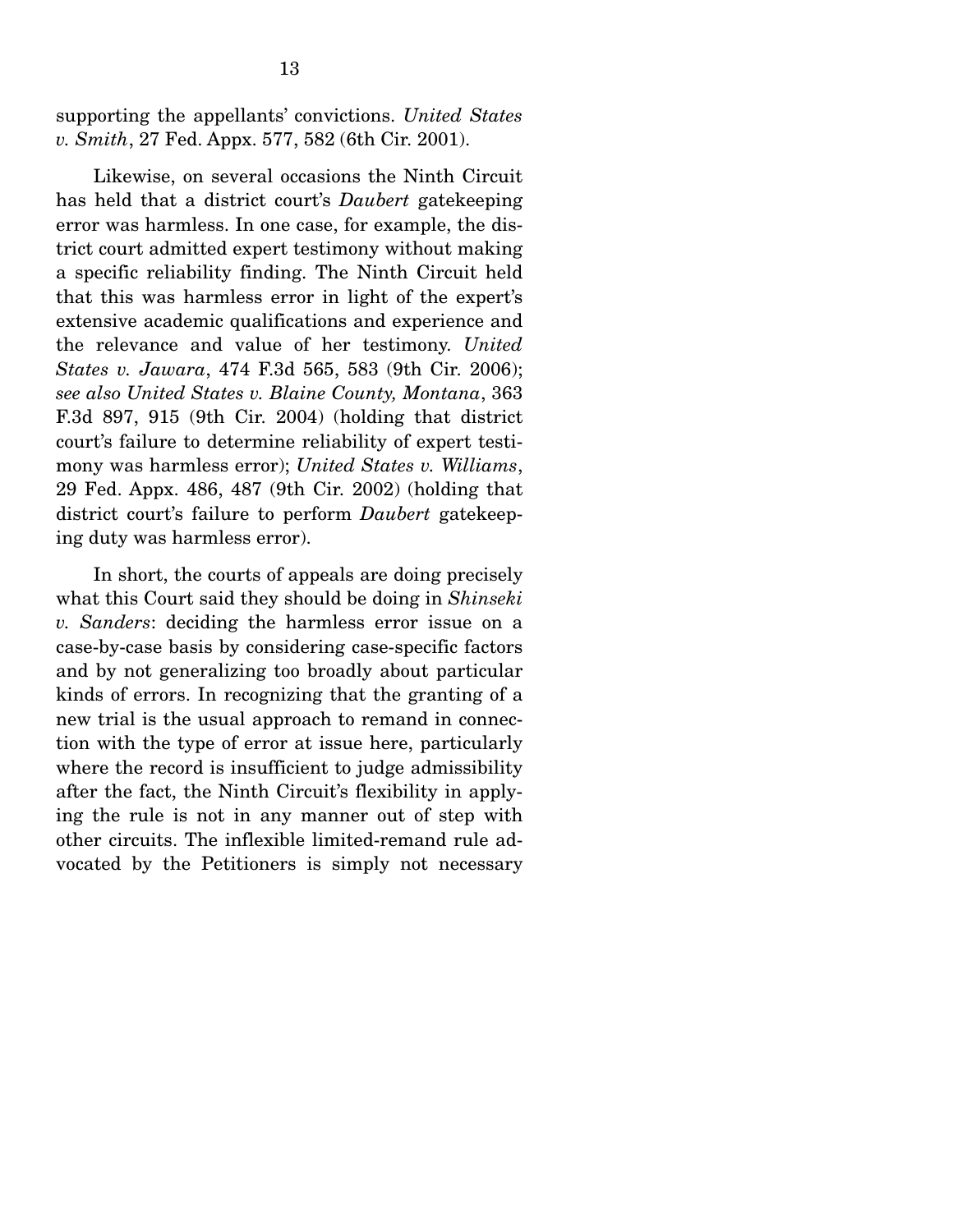supporting the appellants' convictions. *United States v. Smith*, 27 Fed. Appx. 577, 582 (6th Cir. 2001).

Likewise, on several occasions the Ninth Circuit has held that a district court's *Daubert* gatekeeping error was harmless. In one case, for example, the district court admitted expert testimony without making a specific reliability finding. The Ninth Circuit held that this was harmless error in light of the expert's extensive academic qualifications and experience and the relevance and value of her testimony. *United States v. Jawara*, 474 F.3d 565, 583 (9th Cir. 2006); *see also United States v. Blaine County, Montana*, 363 F.3d 897, 915 (9th Cir. 2004) (holding that district court's failure to determine reliability of expert testimony was harmless error); *United States v. Williams*, 29 Fed. Appx. 486, 487 (9th Cir. 2002) (holding that district court's failure to perform *Daubert* gatekeeping duty was harmless error).

In short, the courts of appeals are doing precisely what this Court said they should be doing in *Shinseki v. Sanders*: deciding the harmless error issue on a case-by-case basis by considering case-specific factors and by not generalizing too broadly about particular kinds of errors. In recognizing that the granting of a new trial is the usual approach to remand in connection with the type of error at issue here, particularly where the record is insufficient to judge admissibility after the fact, the Ninth Circuit's flexibility in applying the rule is not in any manner out of step with other circuits. The inflexible limited-remand rule advocated by the Petitioners is simply not necessary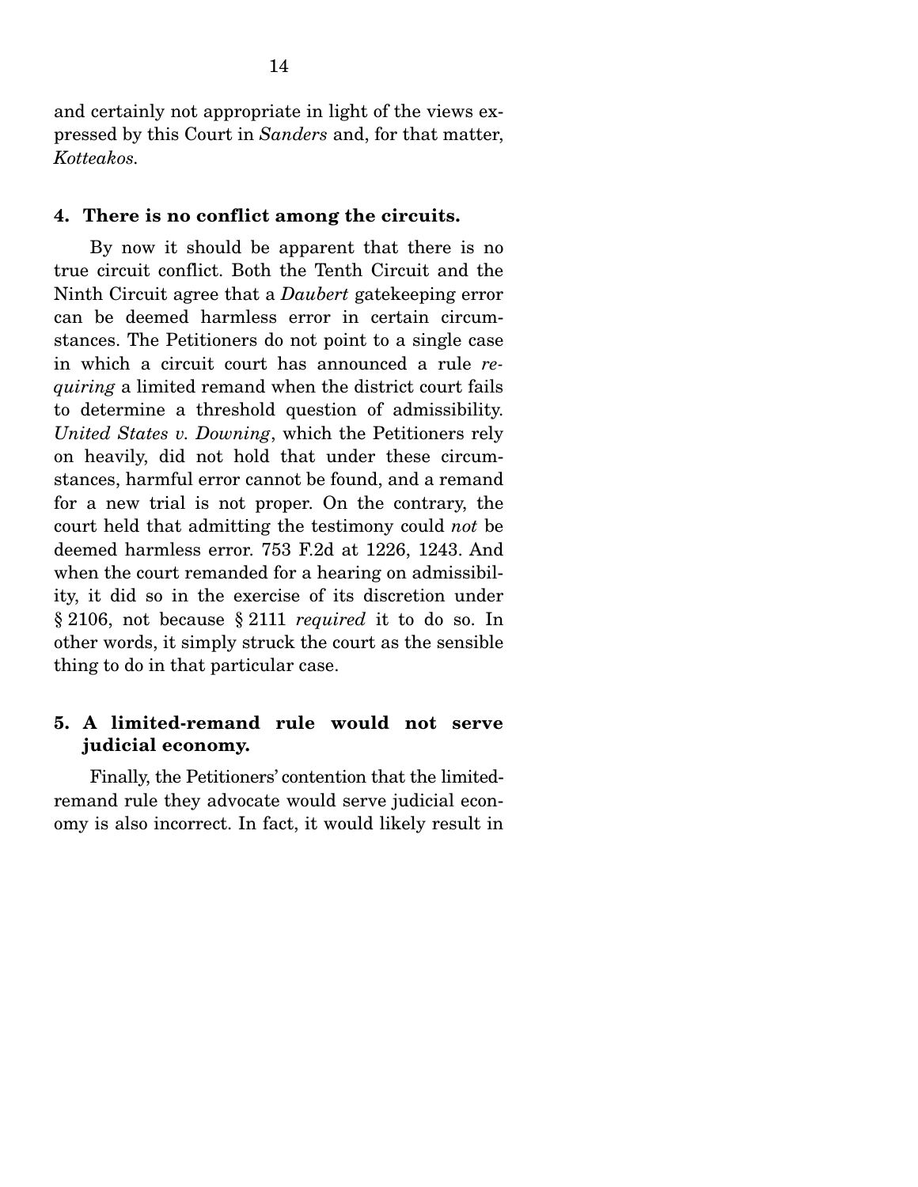and certainly not appropriate in light of the views expressed by this Court in *Sanders* and, for that matter, *Kotteakos*.

#### 4. There is no conflict among the circuits.

By now it should be apparent that there is no true circuit conflict. Both the Tenth Circuit and the Ninth Circuit agree that a *Daubert* gatekeeping error can be deemed harmless error in certain circumstances. The Petitioners do not point to a single case in which a circuit court has announced a rule *requiring* a limited remand when the district court fails to determine a threshold question of admissibility. *United States v. Downing*, which the Petitioners rely on heavily, did not hold that under these circumstances, harmful error cannot be found, and a remand for a new trial is not proper. On the contrary, the court held that admitting the testimony could *not* be deemed harmless error. 753 F.2d at 1226, 1243. And when the court remanded for a hearing on admissibility, it did so in the exercise of its discretion under § 2106, not because § 2111 *required* it to do so. In other words, it simply struck the court as the sensible thing to do in that particular case.

#### 5. A limited-remand rule would not serve judicial economy.

Finally, the Petitioners' contention that the limited-remand rule they advocate would serve judicial economy is also incorrect. In fact, it would likely result in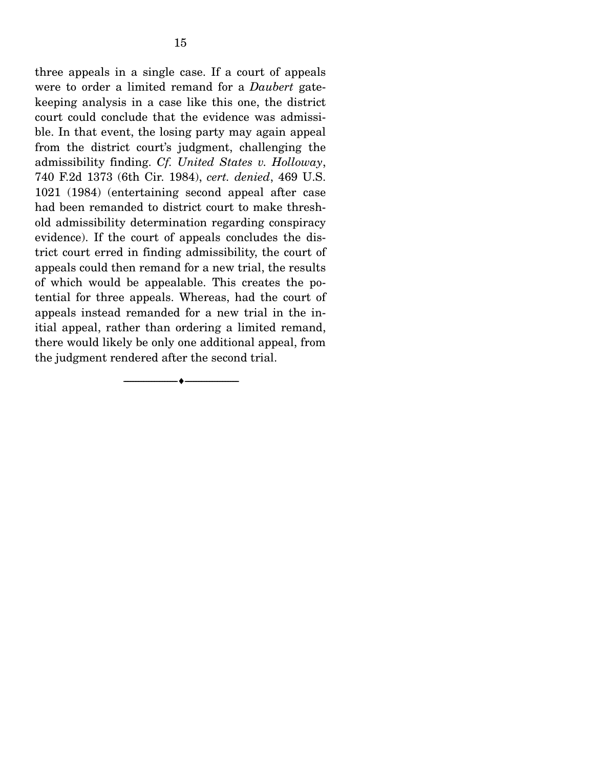three appeals in a single case. If a court of appeals were to order a limited remand for a *Daubert* gatekeeping analysis in a case like this one, the district court could conclude that the evidence was admissible. In that event, the losing party may again appeal from the district court's judgment, challenging the admissibility finding. *Cf. United States v. Holloway*, 740 F.2d 1373 (6th Cir. 1984), *cert. denied*, 469 U.S. 1021 (1984) (entertaining second appeal after case had been remanded to district court to make threshold admissibility determination regarding conspiracy evidence). If the court of appeals concludes the district court erred in finding admissibility, the court of appeals could then remand for a new trial, the results of which would be appealable. This creates the potential for three appeals. Whereas, had the court of appeals instead remanded for a new trial in the initial appeal, rather than ordering a limited remand, there would likely be only one additional appeal, from the judgment rendered after the second trial.

---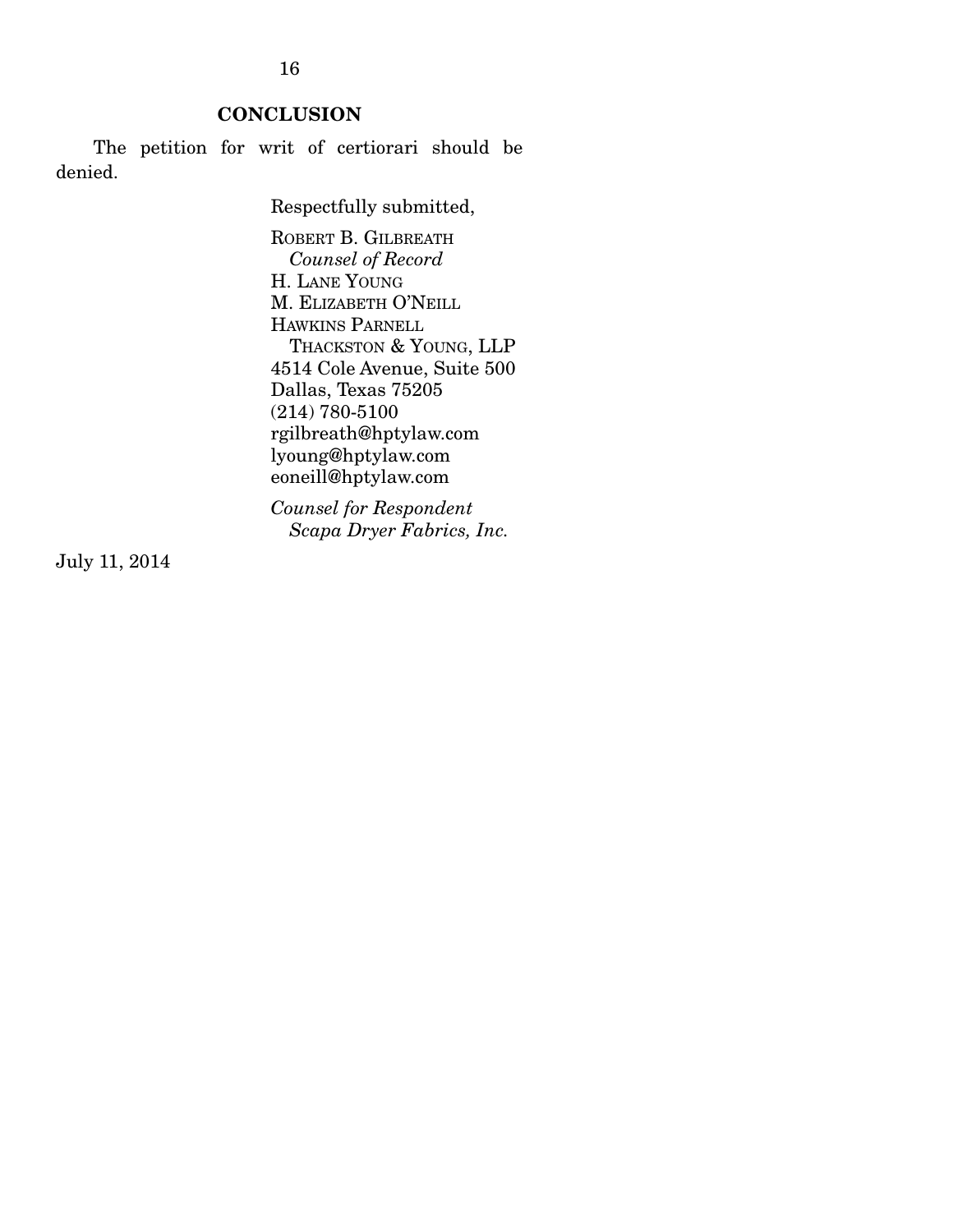## CONCLUSION

The petition for writ of certiorari should be denied.

Respectfully submitted,

ROBERT B. GILBREATH
*Counsel of Record*
H. LANE YOUNG
M. ELIZABETH O'NEILL
HAWKINS PARNELL
THACKSTON & YOUNG, LLP
4514 Cole Avenue, Suite 500
Dallas, Texas 75205
(214) 780-5100
rgilbreath@hptylaw.com
lyoung@hptylaw.com
eoneill@hptylaw.com

*Counsel for Respondent Scapa Dryer Fabrics, Inc.*

July 11, 2014